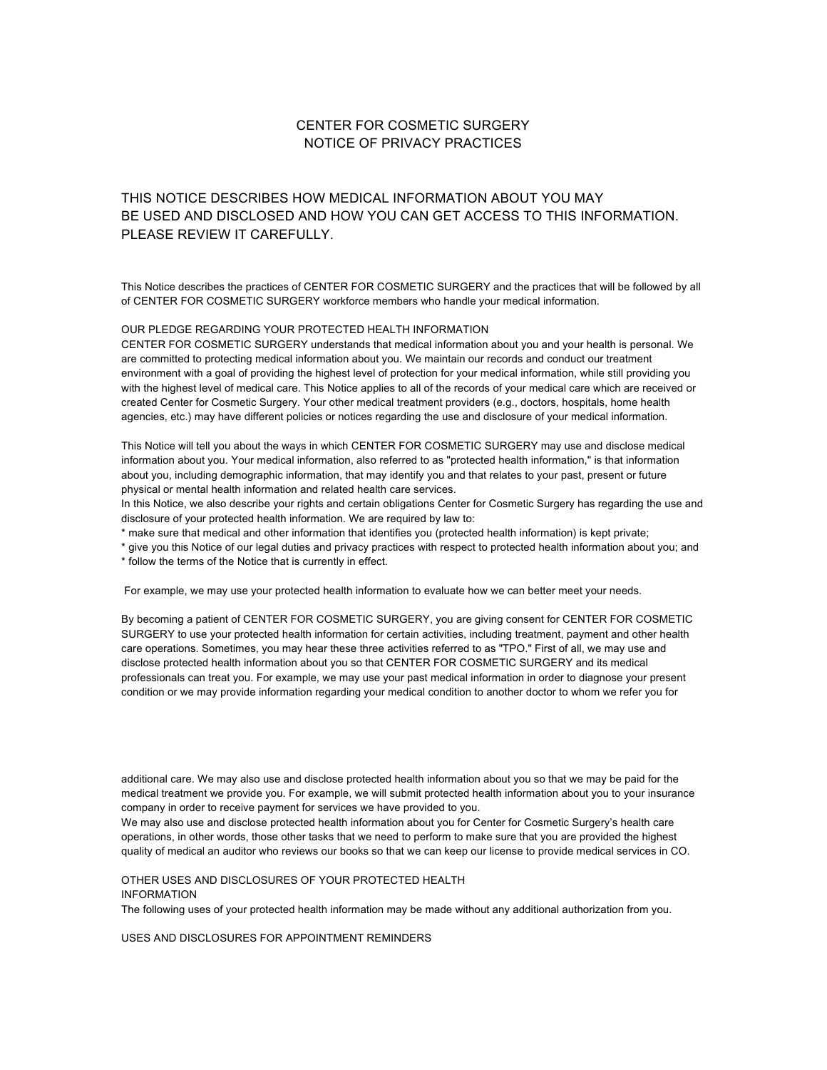# CENTER FOR COSMETIC SURGERY
# NOTICE OF PRIVACY PRACTICES

## THIS NOTICE DESCRIBES HOW MEDICAL INFORMATION ABOUT YOU MAY BE USED AND DISCLOSED AND HOW YOU CAN GET ACCESS TO THIS INFORMATION. PLEASE REVIEW IT CAREFULLY.

This Notice describes the practices of CENTER FOR COSMETIC SURGERY and the practices that will be followed by all of CENTER FOR COSMETIC SURGERY workforce members who handle your medical information.

### OUR PLEDGE REGARDING YOUR PROTECTED HEALTH INFORMATION

CENTER FOR COSMETIC SURGERY understands that medical information about you and your health is personal. We are committed to protecting medical information about you. We maintain our records and conduct our treatment environment with a goal of providing the highest level of protection for your medical information, while still providing you with the highest level of medical care. This Notice applies to all of the records of your medical care which are received or created Center for Cosmetic Surgery. Your other medical treatment providers (e.g., doctors, hospitals, home health agencies, etc.) may have different policies or notices regarding the use and disclosure of your medical information.

This Notice will tell you about the ways in which CENTER FOR COSMETIC SURGERY may use and disclose medical information about you. Your medical information, also referred to as "protected health information," is that information about you, including demographic information, that may identify you and that relates to your past, present or future physical or mental health information and related health care services.
In this Notice, we also describe your rights and certain obligations Center for Cosmetic Surgery has regarding the use and disclosure of your protected health information. We are required by law to:

* make sure that medical and other information that identifies you (protected health information) is kept private;
* give you this Notice of our legal duties and privacy practices with respect to protected health information about you; and
* follow the terms of the Notice that is currently in effect.

For example, we may use your protected health information to evaluate how we can better meet your needs.

By becoming a patient of CENTER FOR COSMETIC SURGERY, you are giving consent for CENTER FOR COSMETIC SURGERY to use your protected health information for certain activities, including treatment, payment and other health care operations. Sometimes, you may hear these three activities referred to as "TPO." First of all, we may use and disclose protected health information about you so that CENTER FOR COSMETIC SURGERY and its medical professionals can treat you. For example, we may use your past medical information in order to diagnose your present condition or we may provide information regarding your medical condition to another doctor to whom we refer you for additional care. We may also use and disclose protected health information about you so that we may be paid for the medical treatment we provide you. For example, we will submit protected health information about you to your insurance company in order to receive payment for services we have provided to you.
We may also use and disclose protected health information about you for Center for Cosmetic Surgery's health care operations, in other words, those other tasks that we need to perform to make sure that you are provided the highest quality of medical an auditor who reviews our books so that we can keep our license to provide medical services in CO.

### OTHER USES AND DISCLOSURES OF YOUR PROTECTED HEALTH INFORMATION

The following uses of your protected health information may be made without any additional authorization from you.

### USES AND DISCLOSURES FOR APPOINTMENT REMINDERS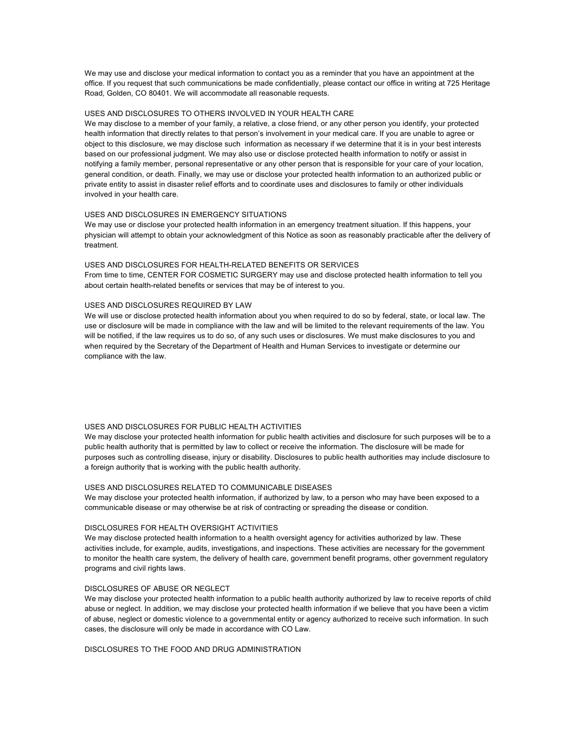We may use and disclose your medical information to contact you as a reminder that you have an appointment at the office. If you request that such communications be made confidentially, please contact our office in writing at 725 Heritage Road, Golden, CO 80401. We will accommodate all reasonable requests.

## USES AND DISCLOSURES TO OTHERS INVOLVED IN YOUR HEALTH CARE

We may disclose to a member of your family, a relative, a close friend, or any other person you identify, your protected health information that directly relates to that person's involvement in your medical care. If you are unable to agree or object to this disclosure, we may disclose such information as necessary if we determine that it is in your best interests based on our professional judgment. We may also use or disclose protected health information to notify or assist in notifying a family member, personal representative or any other person that is responsible for your care of your location, general condition, or death. Finally, we may use or disclose your protected health information to an authorized public or private entity to assist in disaster relief efforts and to coordinate uses and disclosures to family or other individuals involved in your health care.

## USES AND DISCLOSURES IN EMERGENCY SITUATIONS

We may use or disclose your protected health information in an emergency treatment situation. If this happens, your physician will attempt to obtain your acknowledgment of this Notice as soon as reasonably practicable after the delivery of treatment.

## USES AND DISCLOSURES FOR HEALTH-RELATED BENEFITS OR SERVICES

From time to time, CENTER FOR COSMETIC SURGERY may use and disclose protected health information to tell you about certain health-related benefits or services that may be of interest to you.

## USES AND DISCLOSURES REQUIRED BY LAW

We will use or disclose protected health information about you when required to do so by federal, state, or local law. The use or disclosure will be made in compliance with the law and will be limited to the relevant requirements of the law. You will be notified, if the law requires us to do so, of any such uses or disclosures. We must make disclosures to you and when required by the Secretary of the Department of Health and Human Services to investigate or determine our compliance with the law.

## USES AND DISCLOSURES FOR PUBLIC HEALTH ACTIVITIES

We may disclose your protected health information for public health activities and disclosure for such purposes will be to a public health authority that is permitted by law to collect or receive the information. The disclosure will be made for purposes such as controlling disease, injury or disability. Disclosures to public health authorities may include disclosure to a foreign authority that is working with the public health authority.

## USES AND DISCLOSURES RELATED TO COMMUNICABLE DISEASES

We may disclose your protected health information, if authorized by law, to a person who may have been exposed to a communicable disease or may otherwise be at risk of contracting or spreading the disease or condition.

## DISCLOSURES FOR HEALTH OVERSIGHT ACTIVITIES

We may disclose protected health information to a health oversight agency for activities authorized by law. These activities include, for example, audits, investigations, and inspections. These activities are necessary for the government to monitor the health care system, the delivery of health care, government benefit programs, other government regulatory programs and civil rights laws.

## DISCLOSURES OF ABUSE OR NEGLECT

We may disclose your protected health information to a public health authority authorized by law to receive reports of child abuse or neglect. In addition, we may disclose your protected health information if we believe that you have been a victim of abuse, neglect or domestic violence to a governmental entity or agency authorized to receive such information. In such cases, the disclosure will only be made in accordance with CO Law.

## DISCLOSURES TO THE FOOD AND DRUG ADMINISTRATION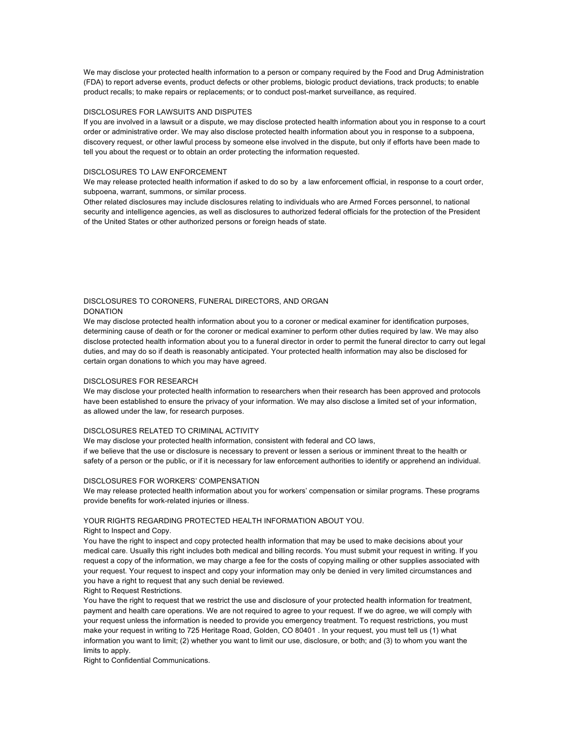We may disclose your protected health information to a person or company required by the Food and Drug Administration (FDA) to report adverse events, product defects or other problems, biologic product deviations, track products; to enable product recalls; to make repairs or replacements; or to conduct post-market surveillance, as required.

### DISCLOSURES FOR LAWSUITS AND DISPUTES

If you are involved in a lawsuit or a dispute, we may disclose protected health information about you in response to a court order or administrative order. We may also disclose protected health information about you in response to a subpoena, discovery request, or other lawful process by someone else involved in the dispute, but only if efforts have been made to tell you about the request or to obtain an order protecting the information requested.

### DISCLOSURES TO LAW ENFORCEMENT

We may release protected health information if asked to do so by a law enforcement official, in response to a court order, subpoena, warrant, summons, or similar process.

Other related disclosures may include disclosures relating to individuals who are Armed Forces personnel, to national security and intelligence agencies, as well as disclosures to authorized federal officials for the protection of the President of the United States or other authorized persons or foreign heads of state.

### DISCLOSURES TO CORONERS, FUNERAL DIRECTORS, AND ORGAN DONATION

We may disclose protected health information about you to a coroner or medical examiner for identification purposes, determining cause of death or for the coroner or medical examiner to perform other duties required by law. We may also disclose protected health information about you to a funeral director in order to permit the funeral director to carry out legal duties, and may do so if death is reasonably anticipated. Your protected health information may also be disclosed for certain organ donations to which you may have agreed.

### DISCLOSURES FOR RESEARCH

We may disclose your protected health information to researchers when their research has been approved and protocols have been established to ensure the privacy of your information. We may also disclose a limited set of your information, as allowed under the law, for research purposes.

### DISCLOSURES RELATED TO CRIMINAL ACTIVITY

We may disclose your protected health information, consistent with federal and CO laws,
if we believe that the use or disclosure is necessary to prevent or lessen a serious or imminent threat to the health or safety of a person or the public, or if it is necessary for law enforcement authorities to identify or apprehend an individual.

### DISCLOSURES FOR WORKERS' COMPENSATION

We may release protected health information about you for workers' compensation or similar programs. These programs provide benefits for work-related injuries or illness.

### YOUR RIGHTS REGARDING PROTECTED HEALTH INFORMATION ABOUT YOU.

Right to Inspect and Copy.

You have the right to inspect and copy protected health information that may be used to make decisions about your medical care. Usually this right includes both medical and billing records. You must submit your request in writing. If you request a copy of the information, we may charge a fee for the costs of copying mailing or other supplies associated with your request. Your request to inspect and copy your information may only be denied in very limited circumstances and you have a right to request that any such denial be reviewed.

Right to Request Restrictions.

You have the right to request that we restrict the use and disclosure of your protected health information for treatment, payment and health care operations. We are not required to agree to your request. If we do agree, we will comply with your request unless the information is needed to provide you emergency treatment. To request restrictions, you must make your request in writing to 725 Heritage Road, Golden, CO 80401 . In your request, you must tell us (1) what information you want to limit; (2) whether you want to limit our use, disclosure, or both; and (3) to whom you want the limits to apply.

Right to Confidential Communications.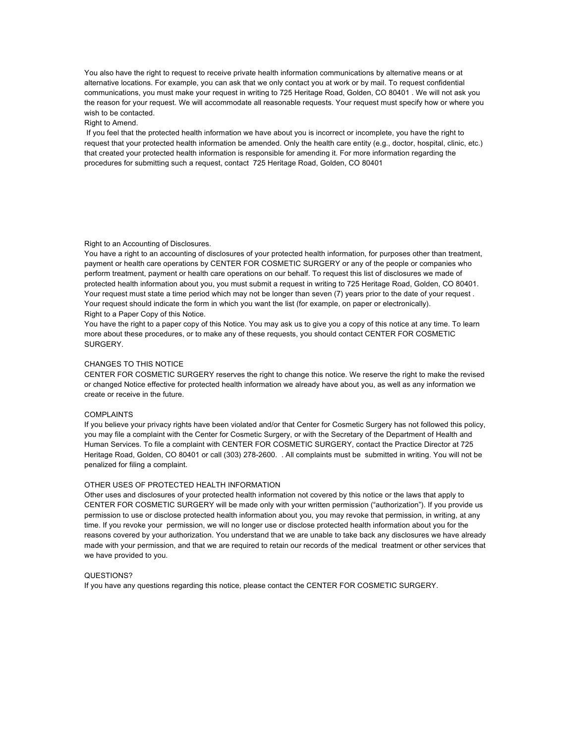You also have the right to request to receive private health information communications by alternative means or at alternative locations. For example, you can ask that we only contact you at work or by mail. To request confidential communications, you must make your request in writing to 725 Heritage Road, Golden, CO 80401 . We will not ask you the reason for your request. We will accommodate all reasonable requests. Your request must specify how or where you wish to be contacted.

Right to Amend.

If you feel that the protected health information we have about you is incorrect or incomplete, you have the right to request that your protected health information be amended. Only the health care entity (e.g., doctor, hospital, clinic, etc.) that created your protected health information is responsible for amending it. For more information regarding the procedures for submitting such a request, contact 725 Heritage Road, Golden, CO 80401

Right to an Accounting of Disclosures.

You have a right to an accounting of disclosures of your protected health information, for purposes other than treatment, payment or health care operations by CENTER FOR COSMETIC SURGERY or any of the people or companies who perform treatment, payment or health care operations on our behalf. To request this list of disclosures we made of protected health information about you, you must submit a request in writing to 725 Heritage Road, Golden, CO 80401. Your request must state a time period which may not be longer than seven (7) years prior to the date of your request . Your request should indicate the form in which you want the list (for example, on paper or electronically).

Right to a Paper Copy of this Notice.

You have the right to a paper copy of this Notice. You may ask us to give you a copy of this notice at any time. To learn more about these procedures, or to make any of these requests, you should contact CENTER FOR COSMETIC SURGERY.

CHANGES TO THIS NOTICE

CENTER FOR COSMETIC SURGERY reserves the right to change this notice. We reserve the right to make the revised or changed Notice effective for protected health information we already have about you, as well as any information we create or receive in the future.

COMPLAINTS

If you believe your privacy rights have been violated and/or that Center for Cosmetic Surgery has not followed this policy, you may file a complaint with the Center for Cosmetic Surgery, or with the Secretary of the Department of Health and Human Services. To file a complaint with CENTER FOR COSMETIC SURGERY, contact the Practice Director at 725 Heritage Road, Golden, CO 80401 or call (303) 278-2600. . All complaints must be submitted in writing. You will not be penalized for filing a complaint.

OTHER USES OF PROTECTED HEALTH INFORMATION

Other uses and disclosures of your protected health information not covered by this notice or the laws that apply to CENTER FOR COSMETIC SURGERY will be made only with your written permission ("authorization"). If you provide us permission to use or disclose protected health information about you, you may revoke that permission, in writing, at any time. If you revoke your permission, we will no longer use or disclose protected health information about you for the reasons covered by your authorization. You understand that we are unable to take back any disclosures we have already made with your permission, and that we are required to retain our records of the medical treatment or other services that we have provided to you.

QUESTIONS?

If you have any questions regarding this notice, please contact the CENTER FOR COSMETIC SURGERY.